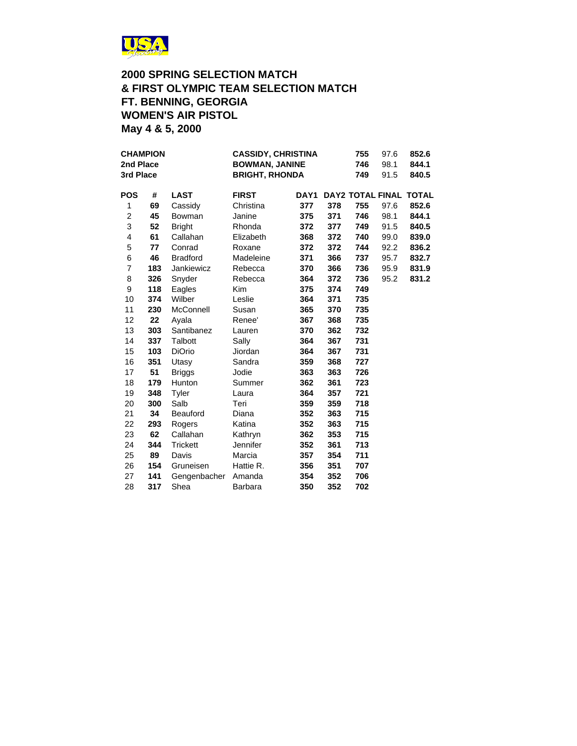# 2000 SPRING SELECTION MATCH
# & FIRST OLYMPIC TEAM SELECTION MATCH
# FT. BENNING, GEORGIA
# WOMEN'S AIR PISTOL
# May 4 & 5, 2000

| | | | | |
|---|---|---|---|---|
| **CHAMPION** | **CASSIDY, CHRISTINA** | **755** | 97.6 | **852.6** |
| **2nd Place** | **BOWMAN, JANINE** | **746** | 98.1 | **844.1** |
| **3rd Place** | **BRIGHT, RHONDA** | **749** | 91.5 | **840.5** |

| POS | # | LAST | FIRST | DAY1 | DAY2 | TOTAL | FINAL | TOTAL |
|---|---|---|---|---|---|---|---|---|
| 1 | **69** | Cassidy | Christina | **377** | **378** | **755** | 97.6 | **852.6** |
| 2 | **45** | Bowman | Janine | **375** | **371** | **746** | 98.1 | **844.1** |
| 3 | **52** | Bright | Rhonda | **372** | **377** | **749** | 91.5 | **840.5** |
| 4 | **61** | Callahan | Elizabeth | **368** | **372** | **740** | 99.0 | **839.0** |
| 5 | **77** | Conrad | Roxane | **372** | **372** | **744** | 92.2 | **836.2** |
| 6 | **46** | Bradford | Madeleine | **371** | **366** | **737** | 95.7 | **832.7** |
| 7 | **183** | Jankiewicz | Rebecca | **370** | **366** | **736** | 95.9 | **831.9** |
| 8 | **326** | Snyder | Rebecca | **364** | **372** | **736** | 95.2 | **831.2** |
| 9 | **118** | Eagles | Kim | **375** | **374** | **749** | | |
| 10 | **374** | Wilber | Leslie | **364** | **371** | **735** | | |
| 11 | **230** | McConnell | Susan | **365** | **370** | **735** | | |
| 12 | **22** | Ayala | Renee' | **367** | **368** | **735** | | |
| 13 | **303** | Santibanez | Lauren | **370** | **362** | **732** | | |
| 14 | **337** | Talbott | Sally | **364** | **367** | **731** | | |
| 15 | **103** | DiOrio | Jiordan | **364** | **367** | **731** | | |
| 16 | **351** | Utasy | Sandra | **359** | **368** | **727** | | |
| 17 | **51** | Briggs | Jodie | **363** | **363** | **726** | | |
| 18 | **179** | Hunton | Summer | **362** | **361** | **723** | | |
| 19 | **348** | Tyler | Laura | **364** | **357** | **721** | | |
| 20 | **300** | Salb | Teri | **359** | **359** | **718** | | |
| 21 | **34** | Beauford | Diana | **352** | **363** | **715** | | |
| 22 | **293** | Rogers | Katina | **352** | **363** | **715** | | |
| 23 | **62** | Callahan | Kathryn | **362** | **353** | **715** | | |
| 24 | **344** | Trickett | Jennifer | **352** | **361** | **713** | | |
| 25 | **89** | Davis | Marcia | **357** | **354** | **711** | | |
| 26 | **154** | Gruneisen | Hattie R. | **356** | **351** | **707** | | |
| 27 | **141** | Gengenbacher | Amanda | **354** | **352** | **706** | | |
| 28 | **317** | Shea | Barbara | **350** | **352** | **702** | | |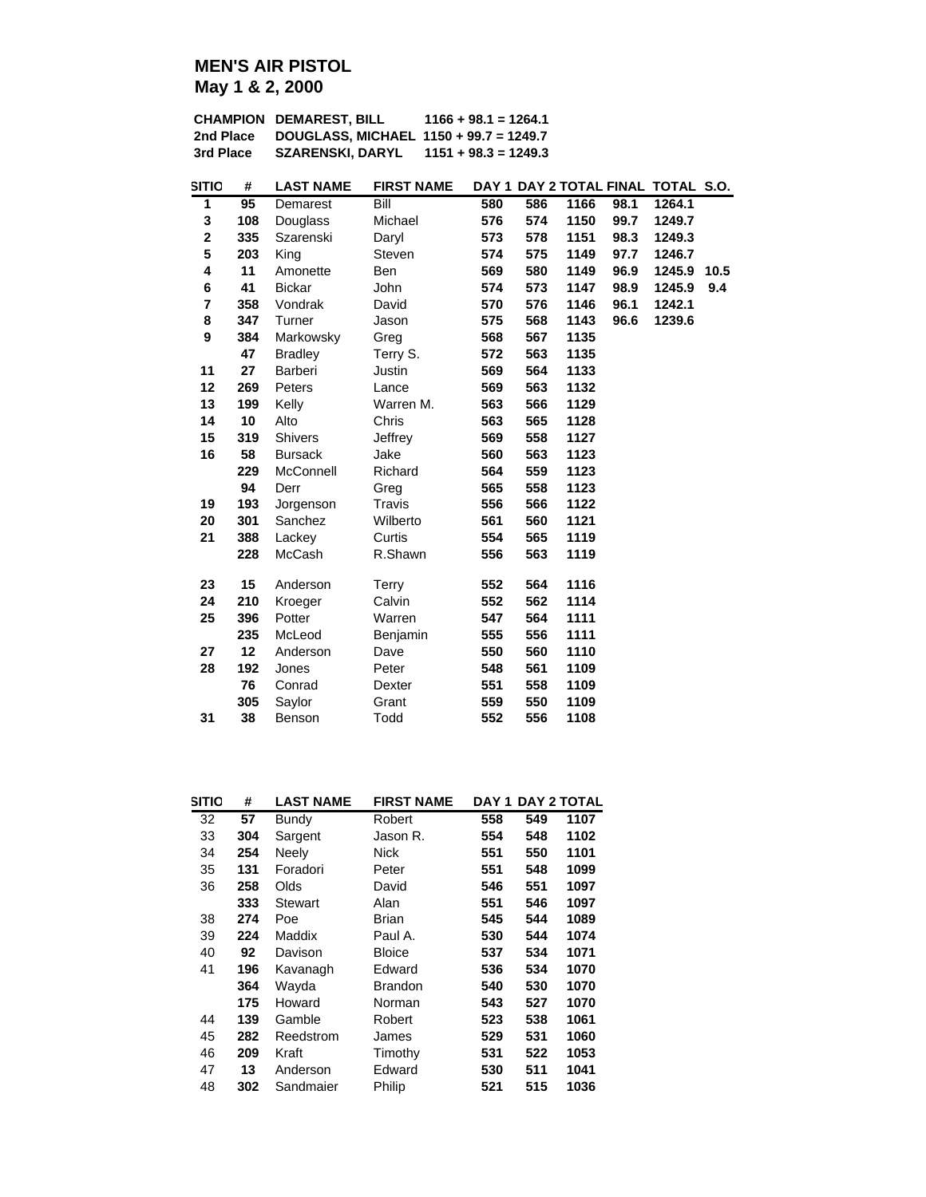## MEN'S AIR PISTOL

**May 1 & 2, 2000**

| | | |
|---|---|---|
| **CHAMPION** | **DEMAREST, BILL** | **1166 + 98.1 = 1264.1** |
| **2nd Place** | **DOUGLASS, MICHAEL** | **1150 + 99.7 = 1249.7** |
| **3rd Place** | **SZARENSKI, DARYL** | **1151 + 98.3 = 1249.3** |

| SITIO | # | LAST NAME | FIRST NAME | DAY 1 | DAY 2 | TOTAL | FINAL | TOTAL | S.O. |
|---|---|---|---|---|---|---|---|---|---|
| 1 | 95 | Demarest | Bill | 580 | 586 | 1166 | 98.1 | 1264.1 | |
| 3 | 108 | Douglass | Michael | 576 | 574 | 1150 | 99.7 | 1249.7 | |
| 2 | 335 | Szarenski | Daryl | 573 | 578 | 1151 | 98.3 | 1249.3 | |
| 5 | 203 | King | Steven | 574 | 575 | 1149 | 97.7 | 1246.7 | |
| 4 | 11 | Amonette | Ben | 569 | 580 | 1149 | 96.9 | 1245.9 | 10.5 |
| 6 | 41 | Bickar | John | 574 | 573 | 1147 | 98.9 | 1245.9 | 9.4 |
| 7 | 358 | Vondrak | David | 570 | 576 | 1146 | 96.1 | 1242.1 | |
| 8 | 347 | Turner | Jason | 575 | 568 | 1143 | 96.6 | 1239.6 | |
| 9 | 384 | Markowsky | Greg | 568 | 567 | 1135 | | | |
| | 47 | Bradley | Terry S. | 572 | 563 | 1135 | | | |
| 11 | 27 | Barberi | Justin | 569 | 564 | 1133 | | | |
| 12 | 269 | Peters | Lance | 569 | 563 | 1132 | | | |
| 13 | 199 | Kelly | Warren M. | 563 | 566 | 1129 | | | |
| 14 | 10 | Alto | Chris | 563 | 565 | 1128 | | | |
| 15 | 319 | Shivers | Jeffrey | 569 | 558 | 1127 | | | |
| 16 | 58 | Bursack | Jake | 560 | 563 | 1123 | | | |
| | 229 | McConnell | Richard | 564 | 559 | 1123 | | | |
| | 94 | Derr | Greg | 565 | 558 | 1123 | | | |
| 19 | 193 | Jorgenson | Travis | 556 | 566 | 1122 | | | |
| 20 | 301 | Sanchez | Wilberto | 561 | 560 | 1121 | | | |
| 21 | 388 | Lackey | Curtis | 554 | 565 | 1119 | | | |
| | 228 | McCash | R.Shawn | 556 | 563 | 1119 | | | |
| 23 | 15 | Anderson | Terry | 552 | 564 | 1116 | | | |
| 24 | 210 | Kroeger | Calvin | 552 | 562 | 1114 | | | |
| 25 | 396 | Potter | Warren | 547 | 564 | 1111 | | | |
| | 235 | McLeod | Benjamin | 555 | 556 | 1111 | | | |
| 27 | 12 | Anderson | Dave | 550 | 560 | 1110 | | | |
| 28 | 192 | Jones | Peter | 548 | 561 | 1109 | | | |
| | 76 | Conrad | Dexter | 551 | 558 | 1109 | | | |
| | 305 | Saylor | Grant | 559 | 550 | 1109 | | | |
| 31 | 38 | Benson | Todd | 552 | 556 | 1108 | | | |

| SITIO | # | LAST NAME | FIRST NAME | DAY 1 | DAY 2 | TOTAL |
|---|---|---|---|---|---|---|
| 32 | 57 | Bundy | Robert | 558 | 549 | 1107 |
| 33 | 304 | Sargent | Jason R. | 554 | 548 | 1102 |
| 34 | 254 | Neely | Nick | 551 | 550 | 1101 |
| 35 | 131 | Foradori | Peter | 551 | 548 | 1099 |
| 36 | 258 | Olds | David | 546 | 551 | 1097 |
| | 333 | Stewart | Alan | 551 | 546 | 1097 |
| 38 | 274 | Poe | Brian | 545 | 544 | 1089 |
| 39 | 224 | Maddix | Paul A. | 530 | 544 | 1074 |
| 40 | 92 | Davison | Bloice | 537 | 534 | 1071 |
| 41 | 196 | Kavanagh | Edward | 536 | 534 | 1070 |
| | 364 | Wayda | Brandon | 540 | 530 | 1070 |
| | 175 | Howard | Norman | 543 | 527 | 1070 |
| 44 | 139 | Gamble | Robert | 523 | 538 | 1061 |
| 45 | 282 | Reedstrom | James | 529 | 531 | 1060 |
| 46 | 209 | Kraft | Timothy | 531 | 522 | 1053 |
| 47 | 13 | Anderson | Edward | 530 | 511 | 1041 |
| 48 | 302 | Sandmaier | Philip | 521 | 515 | 1036 |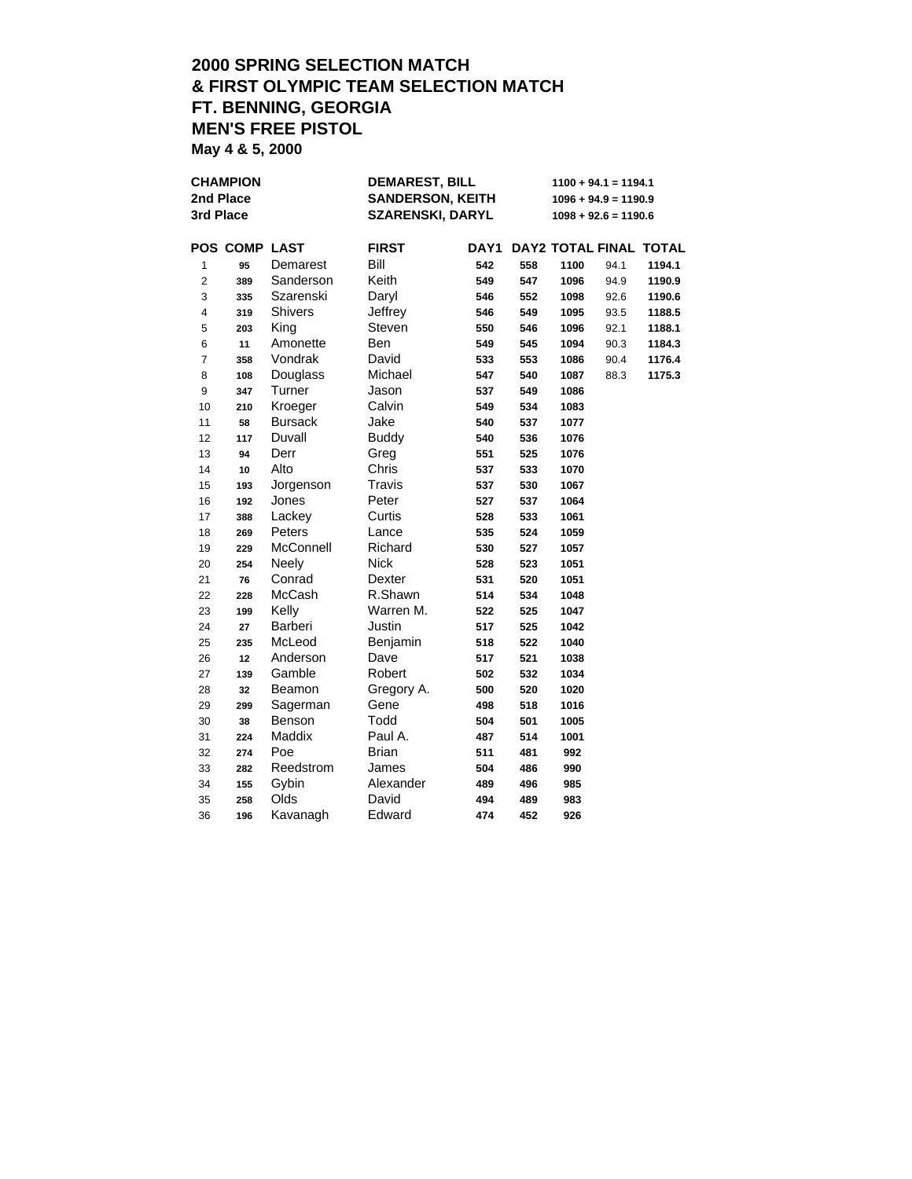## 2000 SPRING SELECTION MATCH
## & FIRST OLYMPIC TEAM SELECTION MATCH
## FT. BENNING, GEORGIA
## MEN'S FREE PISTOL

**May 4 & 5, 2000**

| | | |
|---|---|---|
| **CHAMPION** | **DEMAREST, BILL** | **1100 + 94.1 = 1194.1** |
| **2nd Place** | **SANDERSON, KEITH** | **1096 + 94.9 = 1190.9** |
| **3rd Place** | **SZARENSKI, DARYL** | **1098 + 92.6 = 1190.6** |

| POS | COMP | LAST | FIRST | DAY1 | DAY2 | TOTAL | FINAL | TOTAL |
|---|---|---|---|---|---|---|---|---|
| 1 | 95 | Demarest | Bill | 542 | 558 | 1100 | 94.1 | 1194.1 |
| 2 | 389 | Sanderson | Keith | 549 | 547 | 1096 | 94.9 | 1190.9 |
| 3 | 335 | Szarenski | Daryl | 546 | 552 | 1098 | 92.6 | 1190.6 |
| 4 | 319 | Shivers | Jeffrey | 546 | 549 | 1095 | 93.5 | 1188.5 |
| 5 | 203 | King | Steven | 550 | 546 | 1096 | 92.1 | 1188.1 |
| 6 | 11 | Amonette | Ben | 549 | 545 | 1094 | 90.3 | 1184.3 |
| 7 | 358 | Vondrak | David | 533 | 553 | 1086 | 90.4 | 1176.4 |
| 8 | 108 | Douglass | Michael | 547 | 540 | 1087 | 88.3 | 1175.3 |
| 9 | 347 | Turner | Jason | 537 | 549 | 1086 | | |
| 10 | 210 | Kroeger | Calvin | 549 | 534 | 1083 | | |
| 11 | 58 | Bursack | Jake | 540 | 537 | 1077 | | |
| 12 | 117 | Duvall | Buddy | 540 | 536 | 1076 | | |
| 13 | 94 | Derr | Greg | 551 | 525 | 1076 | | |
| 14 | 10 | Alto | Chris | 537 | 533 | 1070 | | |
| 15 | 193 | Jorgenson | Travis | 537 | 530 | 1067 | | |
| 16 | 192 | Jones | Peter | 527 | 537 | 1064 | | |
| 17 | 388 | Lackey | Curtis | 528 | 533 | 1061 | | |
| 18 | 269 | Peters | Lance | 535 | 524 | 1059 | | |
| 19 | 229 | McConnell | Richard | 530 | 527 | 1057 | | |
| 20 | 254 | Neely | Nick | 528 | 523 | 1051 | | |
| 21 | 76 | Conrad | Dexter | 531 | 520 | 1051 | | |
| 22 | 228 | McCash | R.Shawn | 514 | 534 | 1048 | | |
| 23 | 199 | Kelly | Warren M. | 522 | 525 | 1047 | | |
| 24 | 27 | Barberi | Justin | 517 | 525 | 1042 | | |
| 25 | 235 | McLeod | Benjamin | 518 | 522 | 1040 | | |
| 26 | 12 | Anderson | Dave | 517 | 521 | 1038 | | |
| 27 | 139 | Gamble | Robert | 502 | 532 | 1034 | | |
| 28 | 32 | Beamon | Gregory A. | 500 | 520 | 1020 | | |
| 29 | 299 | Sagerman | Gene | 498 | 518 | 1016 | | |
| 30 | 38 | Benson | Todd | 504 | 501 | 1005 | | |
| 31 | 224 | Maddix | Paul A. | 487 | 514 | 1001 | | |
| 32 | 274 | Poe | Brian | 511 | 481 | 992 | | |
| 33 | 282 | Reedstrom | James | 504 | 486 | 990 | | |
| 34 | 155 | Gybin | Alexander | 489 | 496 | 985 | | |
| 35 | 258 | Olds | David | 494 | 489 | 983 | | |
| 36 | 196 | Kavanagh | Edward | 474 | 452 | 926 | | |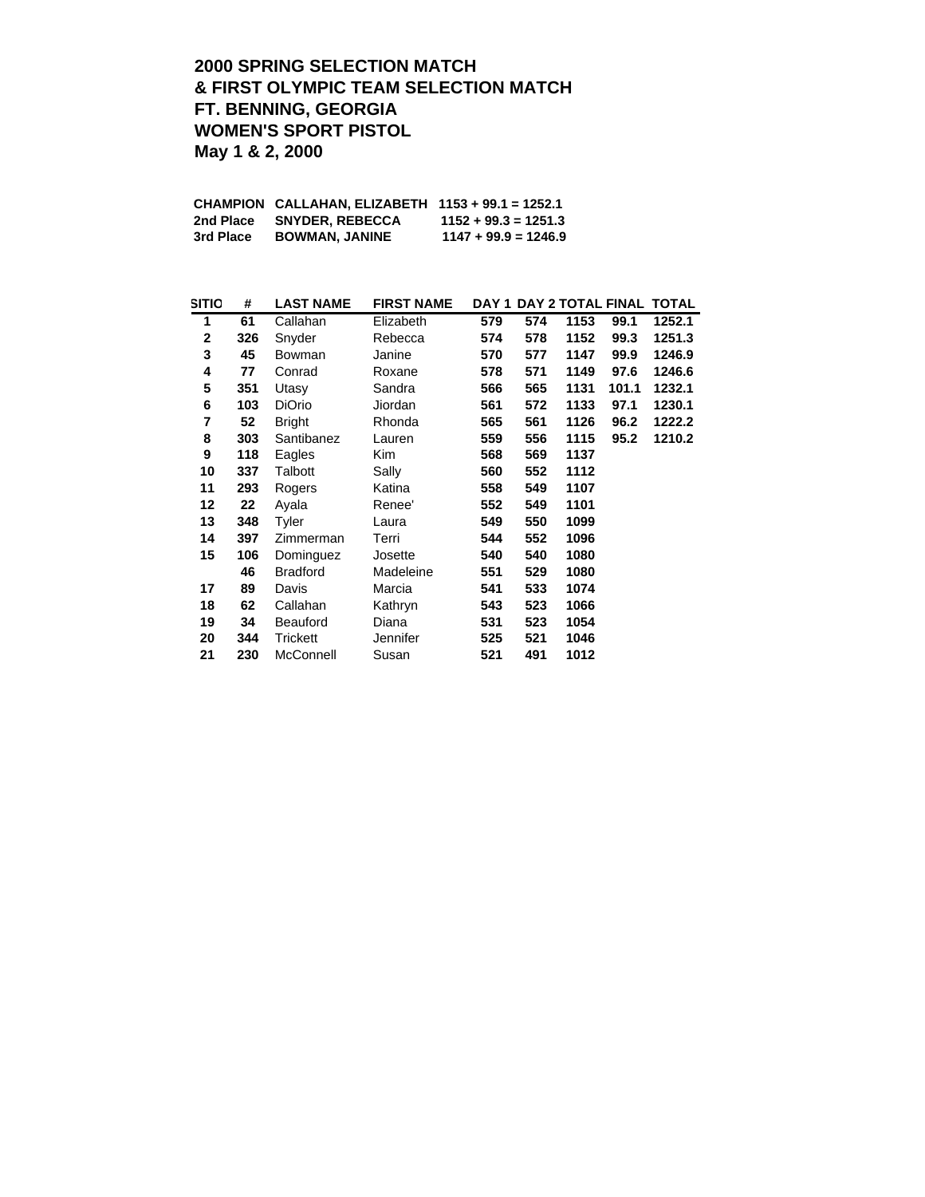**2000 SPRING SELECTION MATCH**
**& FIRST OLYMPIC TEAM SELECTION MATCH**
**FT. BENNING, GEORGIA**
**WOMEN'S SPORT PISTOL**
**May 1 & 2, 2000**

| | | |
|---|---|---|
| **CHAMPION** | **CALLAHAN, ELIZABETH** | **1153 + 99.1 = 1252.1** |
| **2nd Place** | **SNYDER, REBECCA** | **1152 + 99.3 = 1251.3** |
| **3rd Place** | **BOWMAN, JANINE** | **1147 + 99.9 = 1246.9** |

| SITIO | # | LAST NAME | FIRST NAME | DAY 1 | DAY 2 | TOTAL | FINAL | TOTAL |
|---|---|---|---|---|---|---|---|---|
| 1 | 61 | Callahan | Elizabeth | 579 | 574 | 1153 | 99.1 | 1252.1 |
| 2 | 326 | Snyder | Rebecca | 574 | 578 | 1152 | 99.3 | 1251.3 |
| 3 | 45 | Bowman | Janine | 570 | 577 | 1147 | 99.9 | 1246.9 |
| 4 | 77 | Conrad | Roxane | 578 | 571 | 1149 | 97.6 | 1246.6 |
| 5 | 351 | Utasy | Sandra | 566 | 565 | 1131 | 101.1 | 1232.1 |
| 6 | 103 | DiOrio | Jiordan | 561 | 572 | 1133 | 97.1 | 1230.1 |
| 7 | 52 | Bright | Rhonda | 565 | 561 | 1126 | 96.2 | 1222.2 |
| 8 | 303 | Santibanez | Lauren | 559 | 556 | 1115 | 95.2 | 1210.2 |
| 9 | 118 | Eagles | Kim | 568 | 569 | 1137 | | |
| 10 | 337 | Talbott | Sally | 560 | 552 | 1112 | | |
| 11 | 293 | Rogers | Katina | 558 | 549 | 1107 | | |
| 12 | 22 | Ayala | Renee' | 552 | 549 | 1101 | | |
| 13 | 348 | Tyler | Laura | 549 | 550 | 1099 | | |
| 14 | 397 | Zimmerman | Terri | 544 | 552 | 1096 | | |
| 15 | 106 | Dominguez | Josette | 540 | 540 | 1080 | | |
| | 46 | Bradford | Madeleine | 551 | 529 | 1080 | | |
| 17 | 89 | Davis | Marcia | 541 | 533 | 1074 | | |
| 18 | 62 | Callahan | Kathryn | 543 | 523 | 1066 | | |
| 19 | 34 | Beauford | Diana | 531 | 523 | 1054 | | |
| 20 | 344 | Trickett | Jennifer | 525 | 521 | 1046 | | |
| 21 | 230 | McConnell | Susan | 521 | 491 | 1012 | | |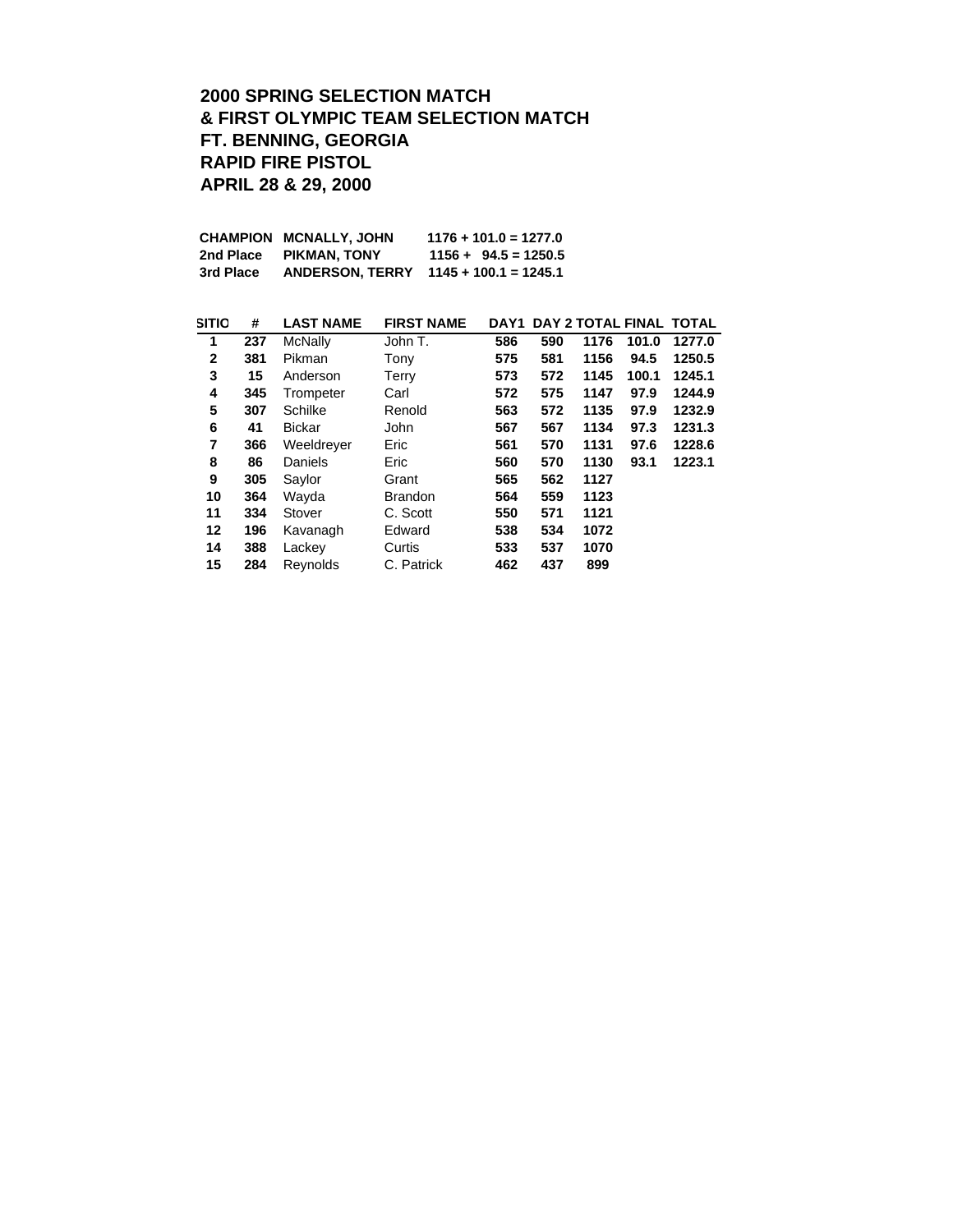**2000 SPRING SELECTION MATCH**
**& FIRST OLYMPIC TEAM SELECTION MATCH**
**FT. BENNING, GEORGIA**
**RAPID FIRE PISTOL**
**APRIL 28 & 29, 2000**

| | | |
|---|---|---|
| **CHAMPION** | **MCNALLY, JOHN** | **1176 + 101.0 = 1277.0** |
| **2nd Place** | **PIKMAN, TONY** | **1156 + 94.5 = 1250.5** |
| **3rd Place** | **ANDERSON, TERRY** | **1145 + 100.1 = 1245.1** |

| SITIO | # | LAST NAME | FIRST NAME | DAY1 | DAY 2 | TOTAL | FINAL | TOTAL |
|---|---|---|---|---|---|---|---|---|
| 1 | 237 | McNally | John T. | 586 | 590 | 1176 | 101.0 | 1277.0 |
| 2 | 381 | Pikman | Tony | 575 | 581 | 1156 | 94.5 | 1250.5 |
| 3 | 15 | Anderson | Terry | 573 | 572 | 1145 | 100.1 | 1245.1 |
| 4 | 345 | Trompeter | Carl | 572 | 575 | 1147 | 97.9 | 1244.9 |
| 5 | 307 | Schilke | Renold | 563 | 572 | 1135 | 97.9 | 1232.9 |
| 6 | 41 | Bickar | John | 567 | 567 | 1134 | 97.3 | 1231.3 |
| 7 | 366 | Weeldreyer | Eric | 561 | 570 | 1131 | 97.6 | 1228.6 |
| 8 | 86 | Daniels | Eric | 560 | 570 | 1130 | 93.1 | 1223.1 |
| 9 | 305 | Saylor | Grant | 565 | 562 | 1127 | | |
| 10 | 364 | Wayda | Brandon | 564 | 559 | 1123 | | |
| 11 | 334 | Stover | C. Scott | 550 | 571 | 1121 | | |
| 12 | 196 | Kavanagh | Edward | 538 | 534 | 1072 | | |
| 14 | 388 | Lackey | Curtis | 533 | 537 | 1070 | | |
| 15 | 284 | Reynolds | C. Patrick | 462 | 437 | 899 | | |